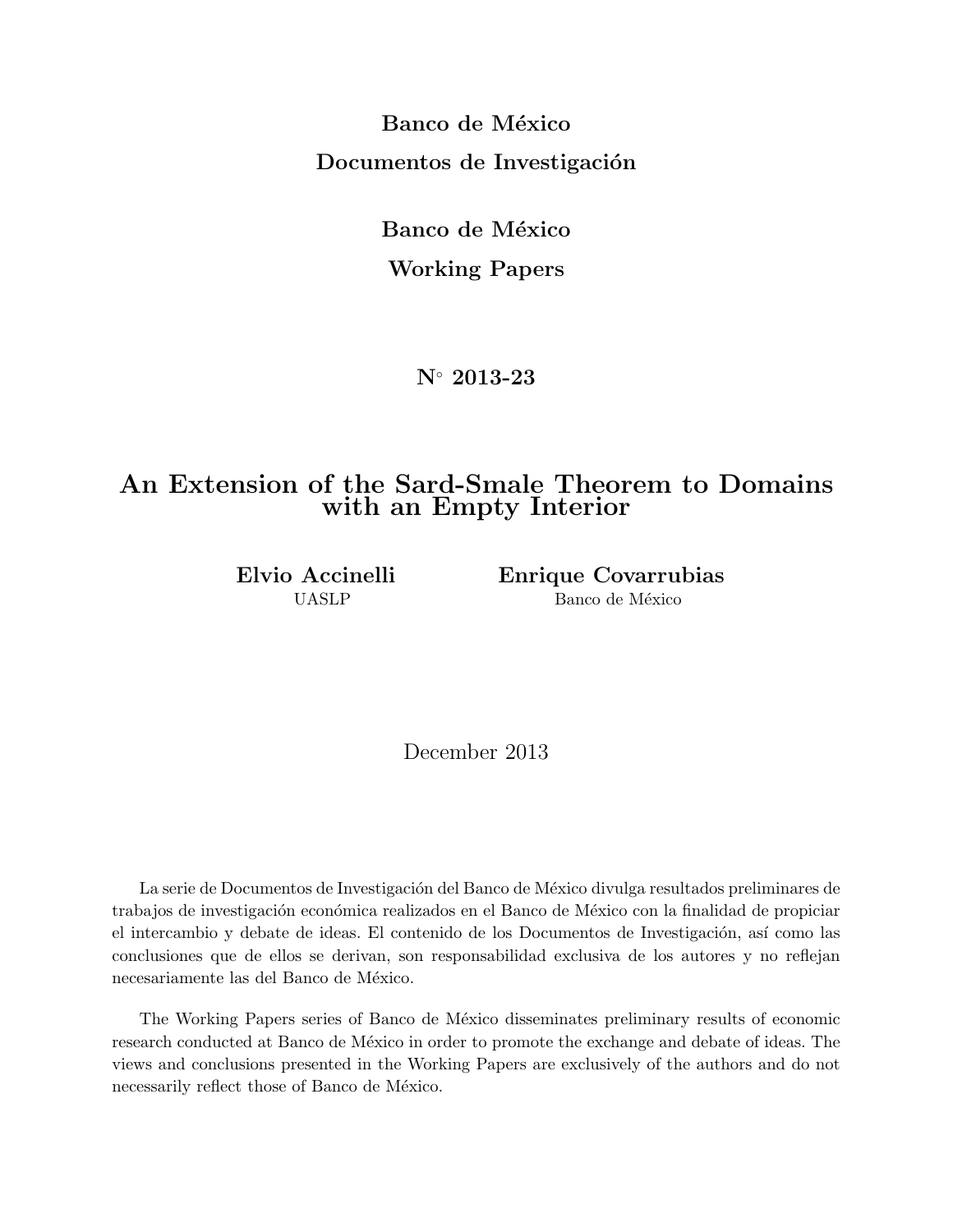**Banco de México**

**Documentos de Investigación**

**Banco de México**

**Working Papers**

**N° 2013-23**

# An Extension of the Sard-Smale Theorem to Domains with an Empty Interior

**Elvio Accinelli**
UASLP

**Enrique Covarrubias**
Banco de México

December 2013

La serie de Documentos de Investigación del Banco de México divulga resultados preliminares de trabajos de investigación económica realizados en el Banco de México con la finalidad de propiciar el intercambio y debate de ideas. El contenido de los Documentos de Investigación, así como las conclusiones que de ellos se derivan, son responsabilidad exclusiva de los autores y no reflejan necesariamente las del Banco de México.

The Working Papers series of Banco de México disseminates preliminary results of economic research conducted at Banco de México in order to promote the exchange and debate of ideas. The views and conclusions presented in the Working Papers are exclusively of the authors and do not necessarily reflect those of Banco de México.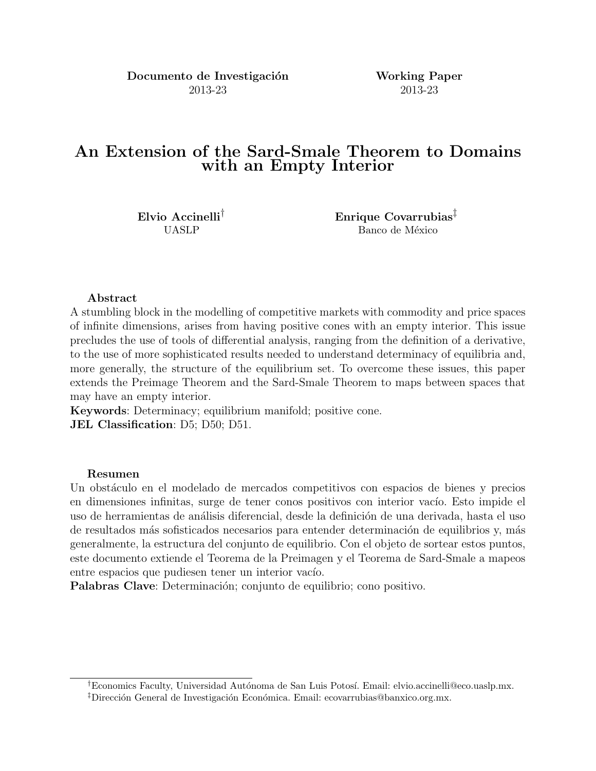Documento de Investigación
2013-23

Working Paper
2013-23

# An Extension of the Sard-Smale Theorem to Domains with an Empty Interior

**Elvio Accinelli**[†]
UASLP

**Enrique Covarrubias**[‡]
Banco de México

**Abstract**

A stumbling block in the modelling of competitive markets with commodity and price spaces of infinite dimensions, arises from having positive cones with an empty interior. This issue precludes the use of tools of differential analysis, ranging from the definition of a derivative, to the use of more sophisticated results needed to understand determinacy of equilibria and, more generally, the structure of the equilibrium set. To overcome these issues, this paper extends the Preimage Theorem and the Sard-Smale Theorem to maps between spaces that may have an empty interior.

**Keywords**: Determinacy; equilibrium manifold; positive cone.

**JEL Classification**: D5; D50; D51.

**Resumen**

Un obstáculo en el modelado de mercados competitivos con espacios de bienes y precios en dimensiones infinitas, surge de tener conos positivos con interior vacío. Esto impide el uso de herramientas de análisis diferencial, desde la definición de una derivada, hasta el uso de resultados más sofisticados necesarios para entender determinación de equilibrios y, más generalmente, la estructura del conjunto de equilibrio. Con el objeto de sortear estos puntos, este documento extiende el Teorema de la Preimagen y el Teorema de Sard-Smale a mapeos entre espacios que pudiesen tener un interior vacío.

**Palabras Clave**: Determinación; conjunto de equilibrio; cono positivo.

---

[†]Economics Faculty, Universidad Autónoma de San Luis Potosí. Email: elvio.accinelli@eco.uaslp.mx.

[‡]Dirección General de Investigación Económica. Email: ecovarrubias@banxico.org.mx.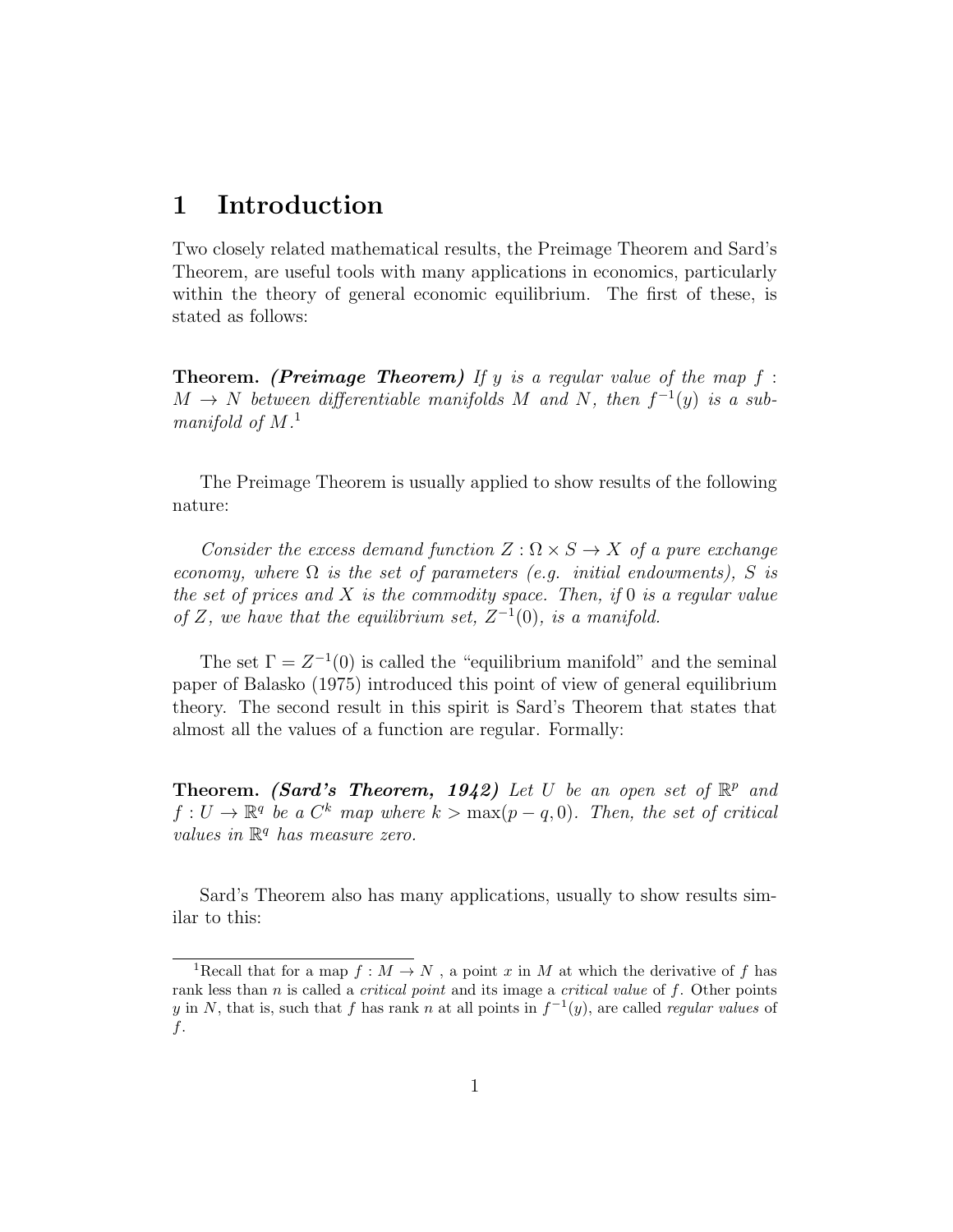# 1 Introduction

Two closely related mathematical results, the Preimage Theorem and Sard's Theorem, are useful tools with many applications in economics, particularly within the theory of general economic equilibrium. The first of these, is stated as follows:

**Theorem.** ***(Preimage Theorem)*** *If $y$ is a regular value of the map $f : M \to N$ between differentiable manifolds $M$ and $N$, then $f^{-1}(y)$ is a submanifold of $M$.*[1]

The Preimage Theorem is usually applied to show results of the following nature:

*Consider the excess demand function $Z : \Omega \times S \to X$ of a pure exchange economy, where $\Omega$ is the set of parameters (e.g. initial endowments), $S$ is the set of prices and $X$ is the commodity space. Then, if $0$ is a regular value of $Z$, we have that the equilibrium set, $Z^{-1}(0)$, is a manifold.*

The set $\Gamma = Z^{-1}(0)$ is called the "equilibrium manifold" and the seminal paper of Balasko (1975) introduced this point of view of general equilibrium theory. The second result in this spirit is Sard's Theorem that states that almost all the values of a function are regular. Formally:

**Theorem.** ***(Sard's Theorem, 1942)*** *Let $U$ be an open set of $\mathbb{R}^p$ and $f : U \to \mathbb{R}^q$ be a $C^k$ map where $k > \max(p - q, 0)$. Then, the set of critical values in $\mathbb{R}^q$ has measure zero.*

Sard's Theorem also has many applications, usually to show results similar to this:

---

[1] Recall that for a map $f : M \to N$ , a point $x$ in $M$ at which the derivative of $f$ has rank less than $n$ is called a *critical point* and its image a *critical value* of $f$. Other points $y$ in $N$, that is, such that $f$ has rank $n$ at all points in $f^{-1}(y)$, are called *regular values* of $f$.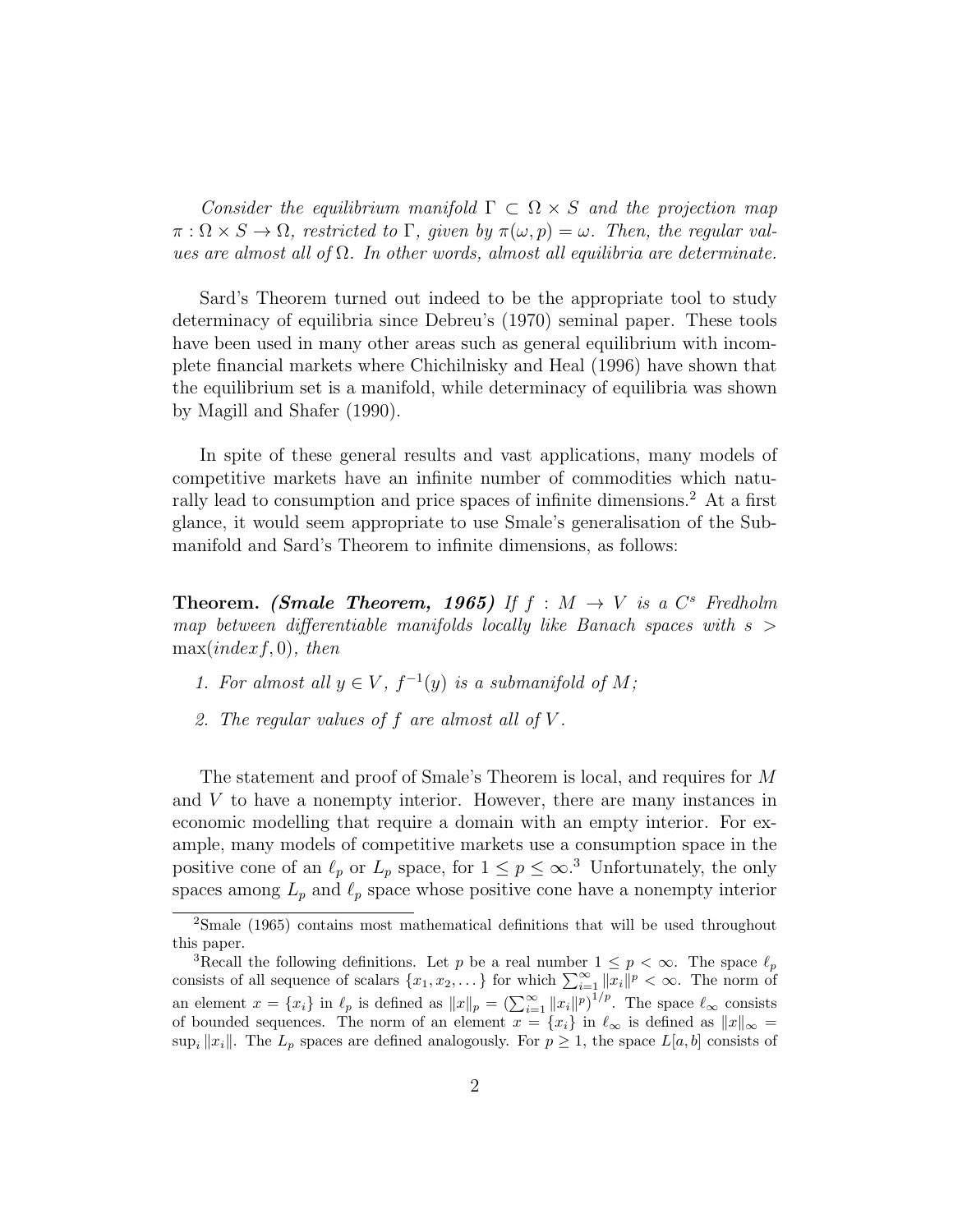*Consider the equilibrium manifold $\Gamma \subset \Omega \times S$ and the projection map $\pi : \Omega \times S \to \Omega$, restricted to $\Gamma$, given by $\pi(\omega, p) = \omega$. Then, the regular values are almost all of $\Omega$. In other words, almost all equilibria are determinate.*

Sard's Theorem turned out indeed to be the appropriate tool to study determinacy of equilibria since Debreu's (1970) seminal paper. These tools have been used in many other areas such as general equilibrium with incomplete financial markets where Chichilnisky and Heal (1996) have shown that the equilibrium set is a manifold, while determinacy of equilibria was shown by Magill and Shafer (1990).

In spite of these general results and vast applications, many models of competitive markets have an infinite number of commodities which naturally lead to consumption and price spaces of infinite dimensions.[2] At a first glance, it would seem appropriate to use Smale's generalisation of the Submanifold and Sard's Theorem to infinite dimensions, as follows:

**Theorem.** ***(Smale Theorem, 1965)*** *If $f : M \to V$ is a $C^s$ Fredholm map between differentiable manifolds locally like Banach spaces with $s > \max(index f, 0)$, then*

1. *For almost all $y \in V$, $f^{-1}(y)$ is a submanifold of $M$;*
2. *The regular values of $f$ are almost all of $V$.*

The statement and proof of Smale's Theorem is local, and requires for $M$ and $V$ to have a nonempty interior. However, there are many instances in economic modelling that require a domain with an empty interior. For example, many models of competitive markets use a consumption space in the positive cone of an $\ell_p$ or $L_p$ space, for $1 \leq p \leq \infty$.[3] Unfortunately, the only spaces among $L_p$ and $\ell_p$ space whose positive cone have a nonempty interior

---

[2] Smale (1965) contains most mathematical definitions that will be used throughout this paper.

[3] Recall the following definitions. Let $p$ be a real number $1 \leq p < \infty$. The space $\ell_p$ consists of all sequence of scalars $\{x_1, x_2, \dots\}$ for which $\sum_{i=1}^{\infty} \|x_i\|^p < \infty$. The norm of an element $x = \{x_i\}$ in $\ell_p$ is defined as $\|x\|_p = \left(\sum_{i=1}^{\infty} \|x_i\|^p\right)^{1/p}$. The space $\ell_\infty$ consists of bounded sequences. The norm of an element $x = \{x_i\}$ in $\ell_\infty$ is defined as $\|x\|_\infty = \sup_i \|x_i\|$. The $L_p$ spaces are defined analogously. For $p \geq 1$, the space $L[a, b]$ consists of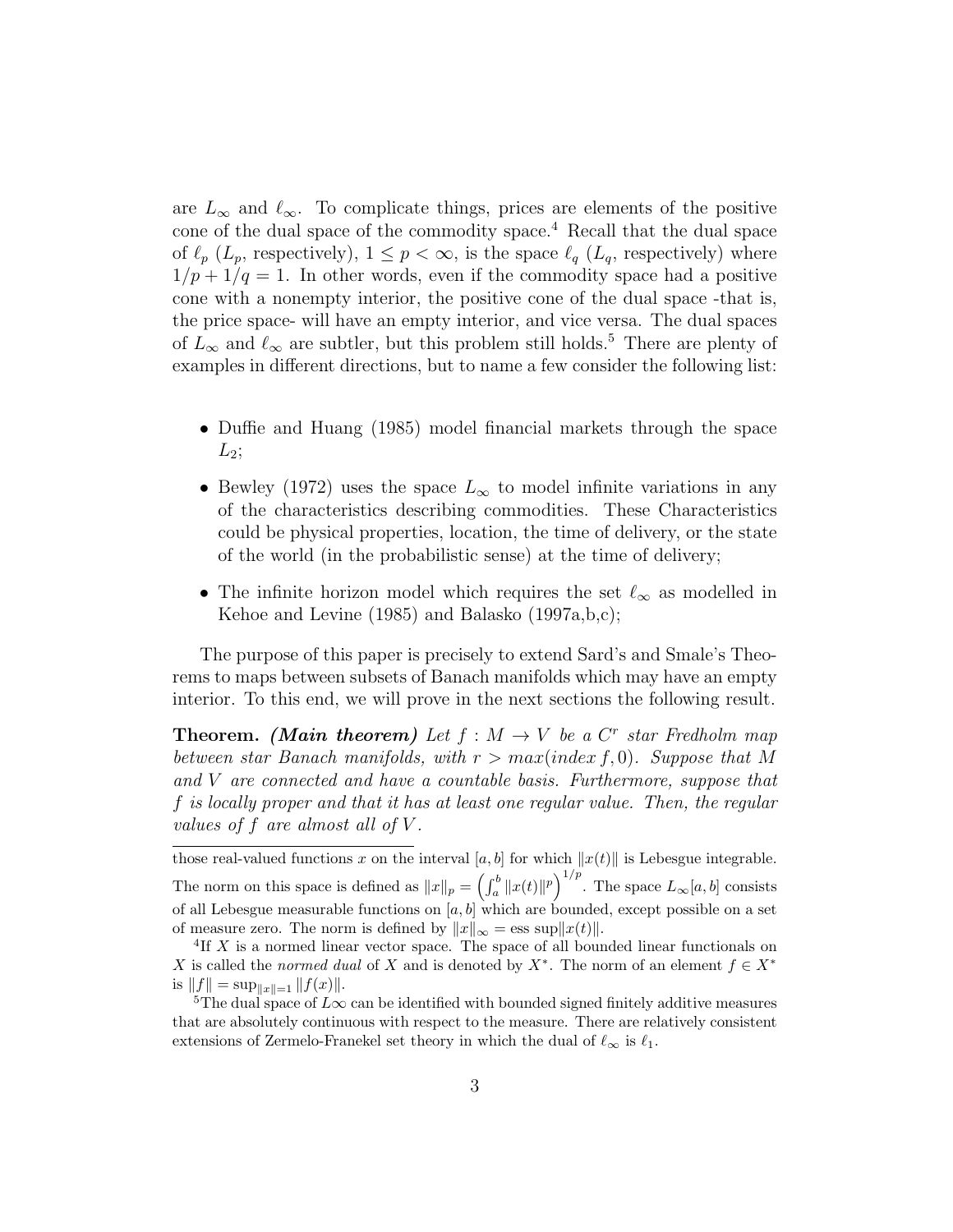are $L_\infty$ and $\ell_\infty$. To complicate things, prices are elements of the positive cone of the dual space of the commodity space.[4] Recall that the dual space of $\ell_p$ ($L_p$, respectively), $1 \leq p < \infty$, is the space $\ell_q$ ($L_q$, respectively) where $1/p + 1/q = 1$. In other words, even if the commodity space had a positive cone with a nonempty interior, the positive cone of the dual space -that is, the price space- will have an empty interior, and vice versa. The dual spaces of $L_\infty$ and $\ell_\infty$ are subtler, but this problem still holds.[5] There are plenty of examples in different directions, but to name a few consider the following list:

- Duffie and Huang (1985) model financial markets through the space $L_2$;
- Bewley (1972) uses the space $L_\infty$ to model infinite variations in any of the characteristics describing commodities. These Characteristics could be physical properties, location, the time of delivery, or the state of the world (in the probabilistic sense) at the time of delivery;
- The infinite horizon model which requires the set $\ell_\infty$ as modelled in Kehoe and Levine (1985) and Balasko (1997a,b,c);

The purpose of this paper is precisely to extend Sard's and Smale's Theorems to maps between subsets of Banach manifolds which may have an empty interior. To this end, we will prove in the next sections the following result.

**Theorem.** ***(Main theorem)*** *Let $f : M \to V$ be a $C^r$ star Fredholm map between star Banach manifolds, with $r > max(index\, f, 0)$. Suppose that $M$ and $V$ are connected and have a countable basis. Furthermore, suppose that $f$ is locally proper and that it has at least one regular value. Then, the regular values of $f$ are almost all of $V$.*

---

those real-valued functions $x$ on the interval $[a, b]$ for which $\|x(t)\|$ is Lebesgue integrable. The norm on this space is defined as $\|x\|_p = \left(\int_a^b \|x(t)\|^p\right)^{1/p}$. The space $L_\infty[a, b]$ consists of all Lebesgue measurable functions on $[a, b]$ which are bounded, except possible on a set of measure zero. The norm is defined by $\|x\|_\infty = \text{ess sup}\|x(t)\|$.

[4] If $X$ is a normed linear vector space. The space of all bounded linear functionals on $X$ is called the *normed dual* of $X$ and is denoted by $X^*$. The norm of an element $f \in X^*$ is $\|f\| = \sup_{\|x\|=1} \|f(x)\|$.

[5] The dual space of $L\infty$ can be identified with bounded signed finitely additive measures that are absolutely continuous with respect to the measure. There are relatively consistent extensions of Zermelo-Franekel set theory in which the dual of $\ell_\infty$ is $\ell_1$.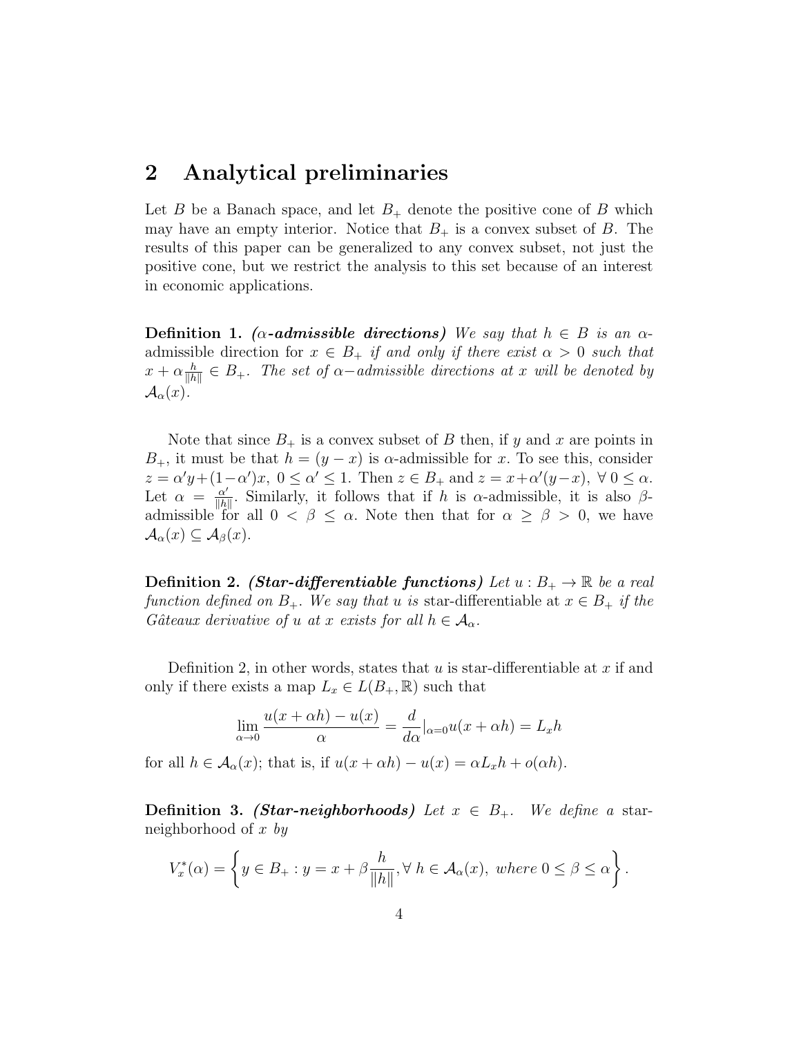## 2 Analytical preliminaries

Let $B$ be a Banach space, and let $B_+$ denote the positive cone of $B$ which may have an empty interior. Notice that $B_+$ is a convex subset of $B$. The results of this paper can be generalized to any convex subset, not just the positive cone, but we restrict the analysis to this set because of an interest in economic applications.

**Definition 1.** ***($\alpha$-admissible directions)*** *We say that $h \in B$ is an* $\alpha$-admissible direction *for $x \in B_+$ if and only if there exist $\alpha > 0$ such that $x + \alpha \frac{h}{\|h\|} \in B_+$. The set of $\alpha-$admissible directions at $x$ will be denoted by $\mathcal{A}_\alpha(x)$.*

Note that since $B_+$ is a convex subset of $B$ then, if $y$ and $x$ are points in $B_+$, it must be that $h = (y - x)$ is $\alpha$-admissible for $x$. To see this, consider $z = \alpha' y + (1-\alpha')x$, $0 \leq \alpha' \leq 1$. Then $z \in B_+$ and $z = x + \alpha'(y-x)$, $\forall\, 0 \leq \alpha$. Let $\alpha = \frac{\alpha'}{\|h\|}$. Similarly, it follows that if $h$ is $\alpha$-admissible, it is also $\beta$-admissible for all $0 < \beta \leq \alpha$. Note then that for $\alpha \geq \beta > 0$, we have $\mathcal{A}_\alpha(x) \subseteq \mathcal{A}_\beta(x)$.

**Definition 2.** ***(Star-differentiable functions)*** *Let $u : B_+ \to \mathbb{R}$ be a real function defined on $B_+$. We say that $u$ is* star-differentiable *at $x \in B_+$ if the Gâteaux derivative of $u$ at $x$ exists for all $h \in \mathcal{A}_\alpha$.*

Definition 2, in other words, states that $u$ is star-differentiable at $x$ if and only if there exists a map $L_x \in L(B_+, \mathbb{R})$ such that

$$\lim_{\alpha \to 0} \frac{u(x + \alpha h) - u(x)}{\alpha} = \frac{d}{d\alpha}|_{\alpha=0} u(x + \alpha h) = L_x h$$

for all $h \in \mathcal{A}_\alpha(x)$; that is, if $u(x + \alpha h) - u(x) = \alpha L_x h + o(\alpha h)$.

**Definition 3.** ***(Star-neighborhoods)*** *Let $x \in B_+$. We define a* star-neighborhood *of $x$ by*

$$V_x^*(\alpha) = \left\{ y \in B_+ : y = x + \beta \frac{h}{\|h\|}, \forall\; h \in \mathcal{A}_\alpha(x),\; where\; 0 \leq \beta \leq \alpha \right\}.$$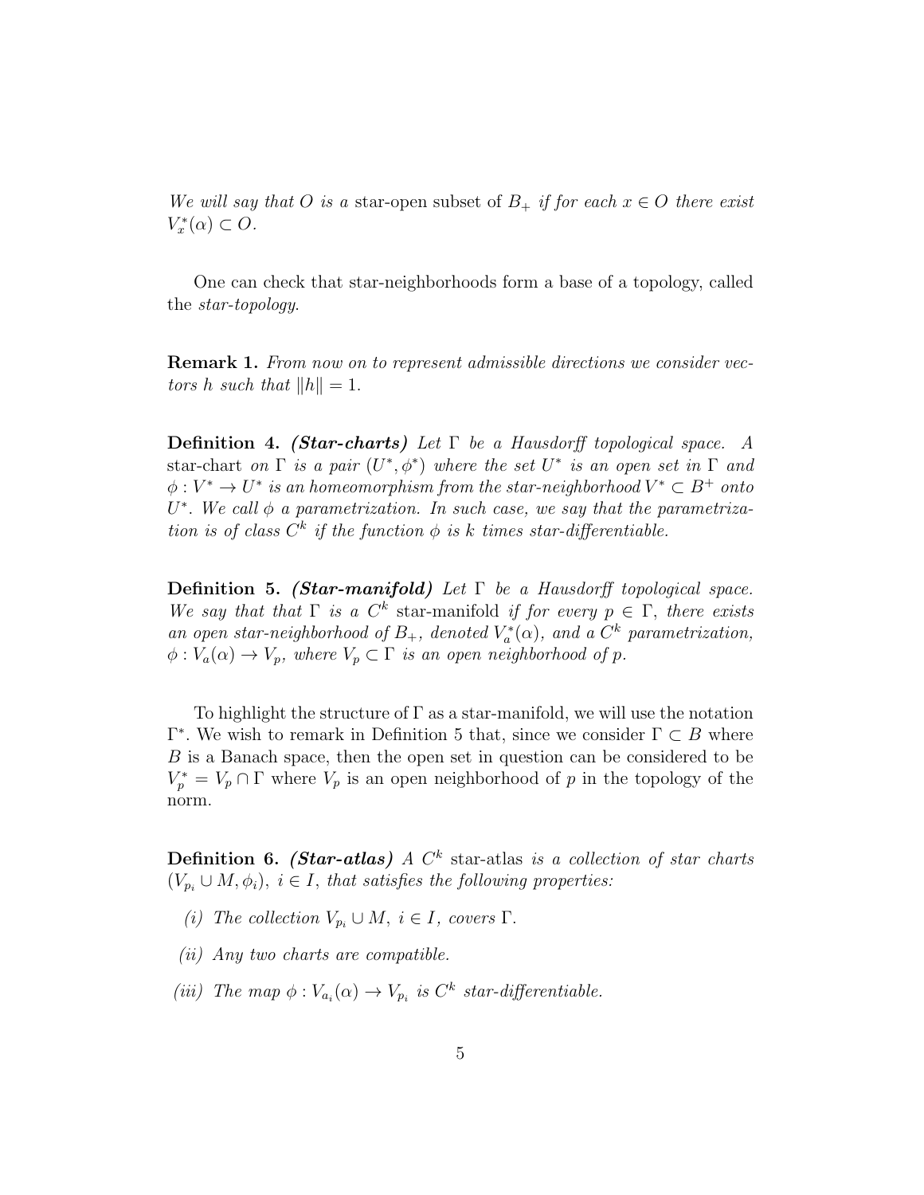*We will say that $O$ is a* star-open subset of $B_+$ *if for each $x \in O$ there exist $V_x^*(\alpha) \subset O$.*

One can check that star-neighborhoods form a base of a topology, called the *star-topology*.

**Remark 1.** *From now on to represent admissible directions we consider vectors $h$ such that $\|h\| = 1$.*

**Definition 4.** ***(Star-charts)*** *Let $\Gamma$ be a Hausdorff topological space. A* star-chart *on $\Gamma$ is a pair $(U^*, \phi^*)$ where the set $U^*$ is an open set in $\Gamma$ and $\phi : V^* \to U^*$ is an homeomorphism from the star-neighborhood $V^* \subset B^+$ onto $U^*$. We call $\phi$ a parametrization. In such case, we say that the parametrization is of class $C^k$ if the function $\phi$ is $k$ times star-differentiable.*

**Definition 5.** ***(Star-manifold)*** *Let $\Gamma$ be a Hausdorff topological space. We say that that $\Gamma$ is a $C^k$* star-manifold *if for every $p \in \Gamma$, there exists an open star-neighborhood of $B_+$, denoted $V_a^*(\alpha)$, and a $C^k$ parametrization, $\phi : V_a(\alpha) \to V_p$, where $V_p \subset \Gamma$ is an open neighborhood of $p$.*

To highlight the structure of $\Gamma$ as a star-manifold, we will use the notation $\Gamma^*$. We wish to remark in Definition 5 that, since we consider $\Gamma \subset B$ where $B$ is a Banach space, then the open set in question can be considered to be $V_p^* = V_p \cap \Gamma$ where $V_p$ is an open neighborhood of $p$ in the topology of the norm.

**Definition 6.** ***(Star-atlas)*** *A $C^k$* star-atlas *is a collection of star charts $(V_{p_i} \cup M, \phi_i)$, $i \in I$, that satisfies the following properties:*

*(i) The collection $V_{p_i} \cup M$, $i \in I$, covers $\Gamma$.*

*(ii) Any two charts are compatible.*

*(iii) The map $\phi : V_{a_i}(\alpha) \to V_{p_i}$ is $C^k$ star-differentiable.*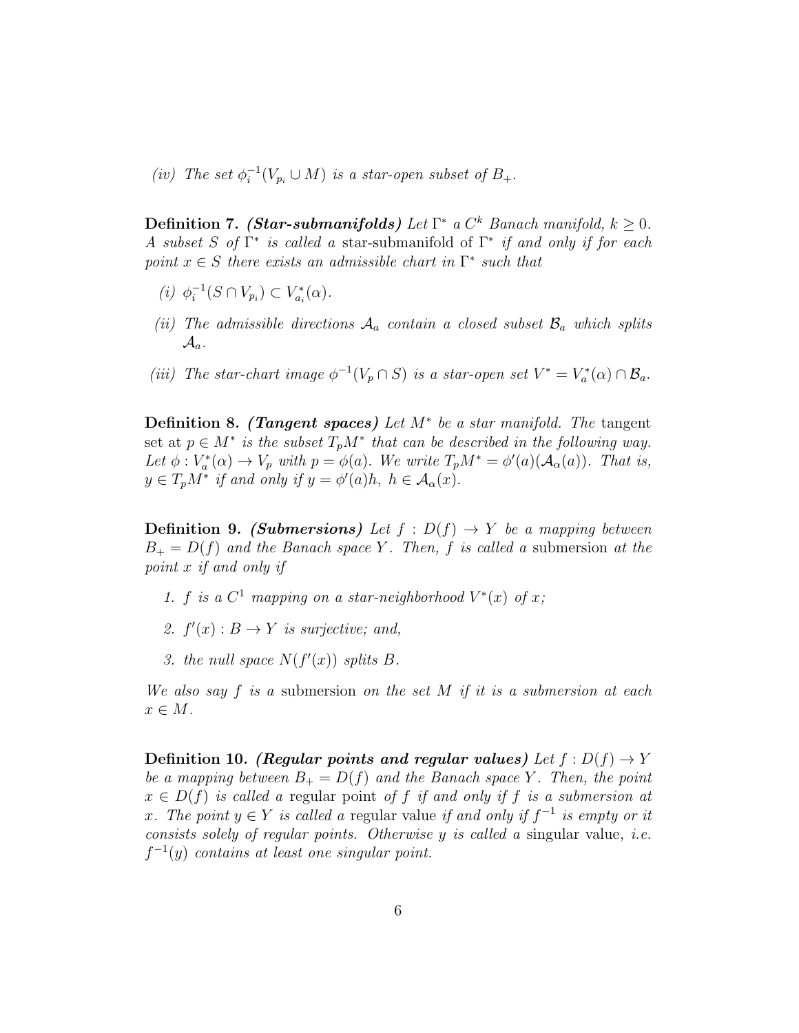*(iv) The set $\phi_i^{-1}(V_{p_i} \cup M)$ is a star-open subset of $B_+$.*

**Definition 7.** ***(Star-submanifolds)*** *Let $\Gamma^*$ a $C^k$ Banach manifold, $k \geq 0$. A subset $S$ of $\Gamma^*$ is called a* star-submanifold *of $\Gamma^*$ if and only if for each point $x \in S$ there exists an admissible chart in $\Gamma^*$ such that*

*(i) $\phi_i^{-1}(S \cap V_{p_i}) \subset V^*_{a_i}(\alpha)$.*

*(ii) The admissible directions $\mathcal{A}_a$ contain a closed subset $\mathcal{B}_a$ which splits $\mathcal{A}_a$.*

*(iii) The star-chart image $\phi^{-1}(V_p \cap S)$ is a star-open set $V^* = V^*_a(\alpha) \cap \mathcal{B}_a$.*

**Definition 8.** ***(Tangent spaces)*** *Let $M^*$ be a star manifold. The* tangent set at $p \in M^*$ *is the subset $T_pM^*$ that can be described in the following way. Let $\phi : V^*_a(\alpha) \to V_p$ with $p = \phi(a)$. We write $T_pM^* = \phi'(a)(\mathcal{A}_\alpha(a))$. That is, $y \in T_pM^*$ if and only if $y = \phi'(a)h,\ h \in \mathcal{A}_\alpha(x)$.*

**Definition 9.** ***(Submersions)*** *Let $f : D(f) \to Y$ be a mapping between $B_+ = D(f)$ and the Banach space $Y$. Then, $f$ is called a* submersion *at the point $x$ if and only if*

1. *$f$ is a $C^1$ mapping on a star-neighborhood $V^*(x)$ of $x$;*
2. *$f'(x) : B \to Y$ is surjective; and,*
3. *the null space $N(f'(x))$ splits $B$.*

*We also say $f$ is a* submersion *on the set $M$ if it is a submersion at each $x \in M$.*

**Definition 10.** ***(Regular points and regular values)*** *Let $f : D(f) \to Y$ be a mapping between $B_+ = D(f)$ and the Banach space $Y$. Then, the point $x \in D(f)$ is called a* regular point *of $f$ if and only if $f$ is a submersion at $x$. The point $y \in Y$ is called a* regular value *if and only if $f^{-1}$ is empty or it consists solely of regular points. Otherwise $y$ is called a* singular value, *i.e. $f^{-1}(y)$ contains at least one singular point.*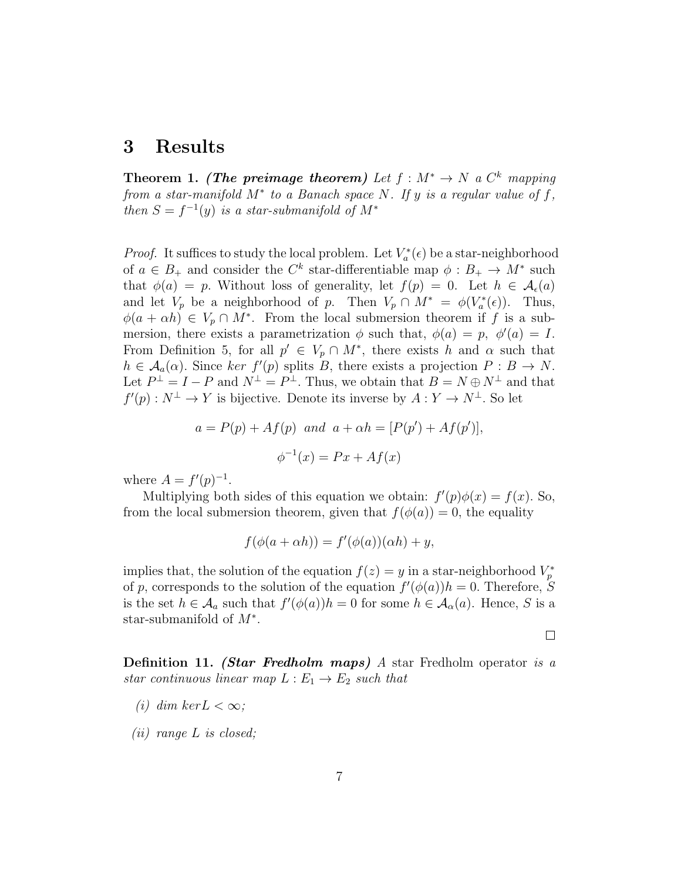# 3 Results

**Theorem 1.** ***(The preimage theorem)*** *Let $f : M^* \to N$ a $C^k$ mapping from a star-manifold $M^*$ to a Banach space $N$. If $y$ is a regular value of $f$, then $S = f^{-1}(y)$ is a star-submanifold of $M^*$*

*Proof.* It suffices to study the local problem. Let $V_a^*(\epsilon)$ be a star-neighborhood of $a \in B_+$ and consider the $C^k$ star-differentiable map $\phi : B_+ \to M^*$ such that $\phi(a) = p$. Without loss of generality, let $f(p) = 0$. Let $h \in \mathcal{A}_\epsilon(a)$ and let $V_p$ be a neighborhood of $p$. Then $V_p \cap M^* = \phi(V_a^*(\epsilon))$. Thus, $\phi(a + \alpha h) \in V_p \cap M^*$. From the local submersion theorem if $f$ is a submersion, there exists a parametrization $\phi$ such that, $\phi(a) = p$, $\phi'(a) = I$. From Definition 5, for all $p' \in V_p \cap M^*$, there exists $h$ and $\alpha$ such that $h \in \mathcal{A}_a(\alpha)$. Since *ker* $f'(p)$ splits $B$, there exists a projection $P : B \to N$. Let $P^\perp = I - P$ and $N^\perp = P^\perp$. Thus, we obtain that $B = N \oplus N^\perp$ and that $f'(p) : N^\perp \to Y$ is bijective. Denote its inverse by $A : Y \to N^\perp$. So let

$$a = P(p) + Af(p) \ \ and \ \ a + \alpha h = [P(p') + Af(p')],$$

$$\phi^{-1}(x) = Px + Af(x)$$

where $A = f'(p)^{-1}$.

Multiplying both sides of this equation we obtain: $f'(p)\phi(x) = f(x)$. So, from the local submersion theorem, given that $f(\phi(a)) = 0$, the equality

$$f(\phi(a + \alpha h)) = f'(\phi(a))(\alpha h) + y,$$

implies that, the solution of the equation $f(z) = y$ in a star-neighborhood $V_p^*$ of $p$, corresponds to the solution of the equation $f'(\phi(a))h = 0$. Therefore, $S$ is the set $h \in \mathcal{A}_a$ such that $f'(\phi(a))h = 0$ for some $h \in \mathcal{A}_\alpha(a)$. Hence, $S$ is a star-submanifold of $M^*$.

□

**Definition 11.** ***(Star Fredholm maps)*** *A* star Fredholm operator *is a star continuous linear map $L : E_1 \to E_2$ such that*

*(i) dim $kerL < \infty$;*

*(ii) range $L$ is closed;*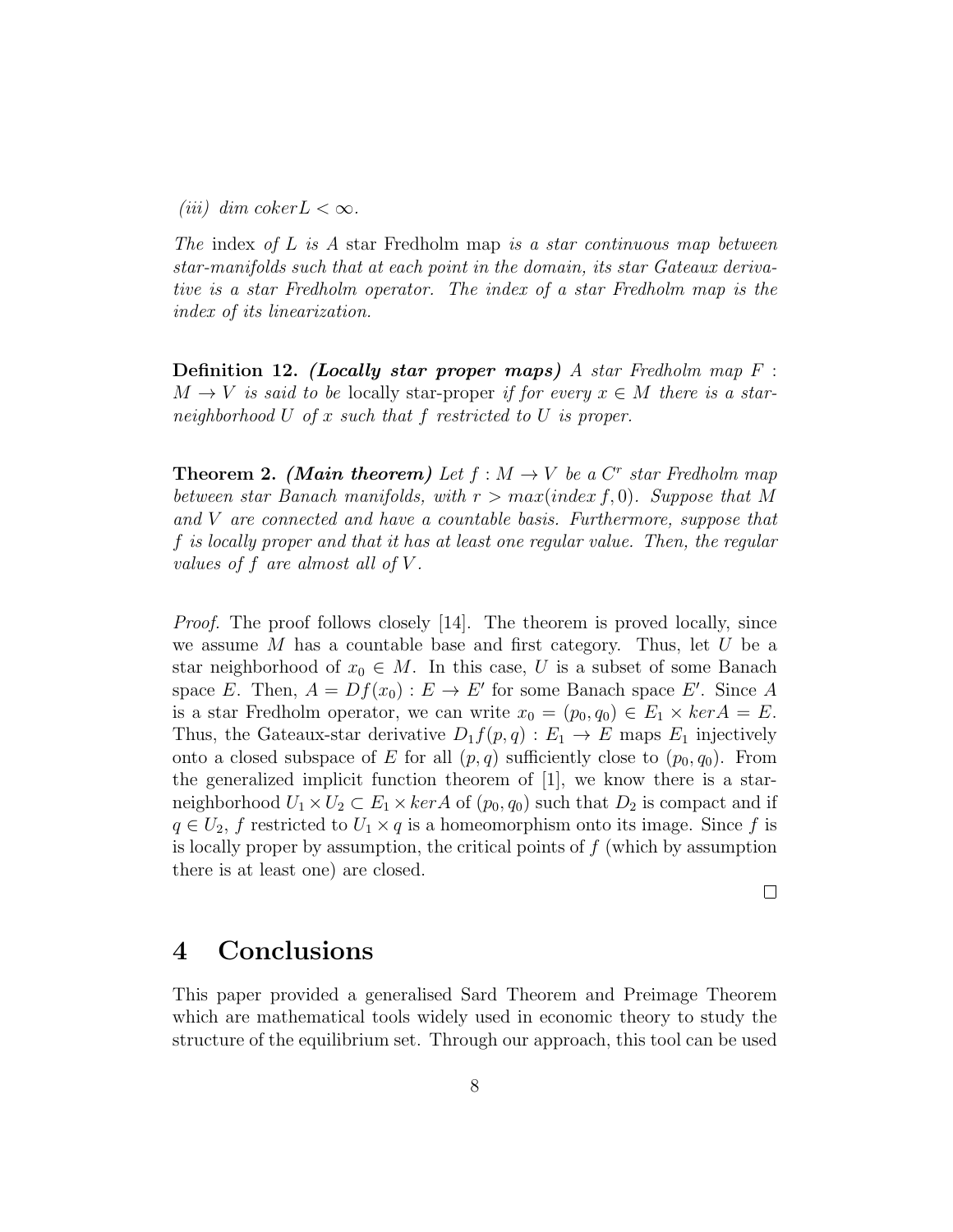*(iii) dim* $coker L < \infty$.

*The* index *of* $L$ *is A* star Fredholm map *is a star continuous map between star-manifolds such that at each point in the domain, its star Gateaux derivative is a star Fredholm operator. The index of a star Fredholm map is the index of its linearization.*

**Definition 12.** ***(Locally star proper maps)*** *A star Fredholm map* $F : M \to V$ *is said to be* locally star-proper *if for every* $x \in M$ *there is a star-neighborhood* $U$ *of* $x$ *such that* $f$ *restricted to* $U$ *is proper.*

**Theorem 2.** ***(Main theorem)*** *Let* $f : M \to V$ *be a* $C^r$ *star Fredholm map between star Banach manifolds, with* $r > max(index\, f, 0)$*. Suppose that* $M$ *and* $V$ *are connected and have a countable basis. Furthermore, suppose that* $f$ *is locally proper and that it has at least one regular value. Then, the regular values of* $f$ *are almost all of* $V$*.*

*Proof.* The proof follows closely [14]. The theorem is proved locally, since we assume $M$ has a countable base and first category. Thus, let $U$ be a star neighborhood of $x_0 \in M$. In this case, $U$ is a subset of some Banach space $E$. Then, $A = Df(x_0) : E \to E'$ for some Banach space $E'$. Since $A$ is a star Fredholm operator, we can write $x_0 = (p_0, q_0) \in E_1 \times kerA = E$. Thus, the Gateaux-star derivative $D_1 f(p, q) : E_1 \to E$ maps $E_1$ injectively onto a closed subspace of $E$ for all $(p, q)$ sufficiently close to $(p_0, q_0)$. From the generalized implicit function theorem of [1], we know there is a star-neighborhood $U_1 \times U_2 \subset E_1 \times kerA$ of $(p_0, q_0)$ such that $D_2$ is compact and if $q \in U_2$, $f$ restricted to $U_1 \times q$ is a homeomorphism onto its image. Since $f$ is is locally proper by assumption, the critical points of $f$ (which by assumption there is at least one) are closed. □

## 4 Conclusions

This paper provided a generalised Sard Theorem and Preimage Theorem which are mathematical tools widely used in economic theory to study the structure of the equilibrium set. Through our approach, this tool can be used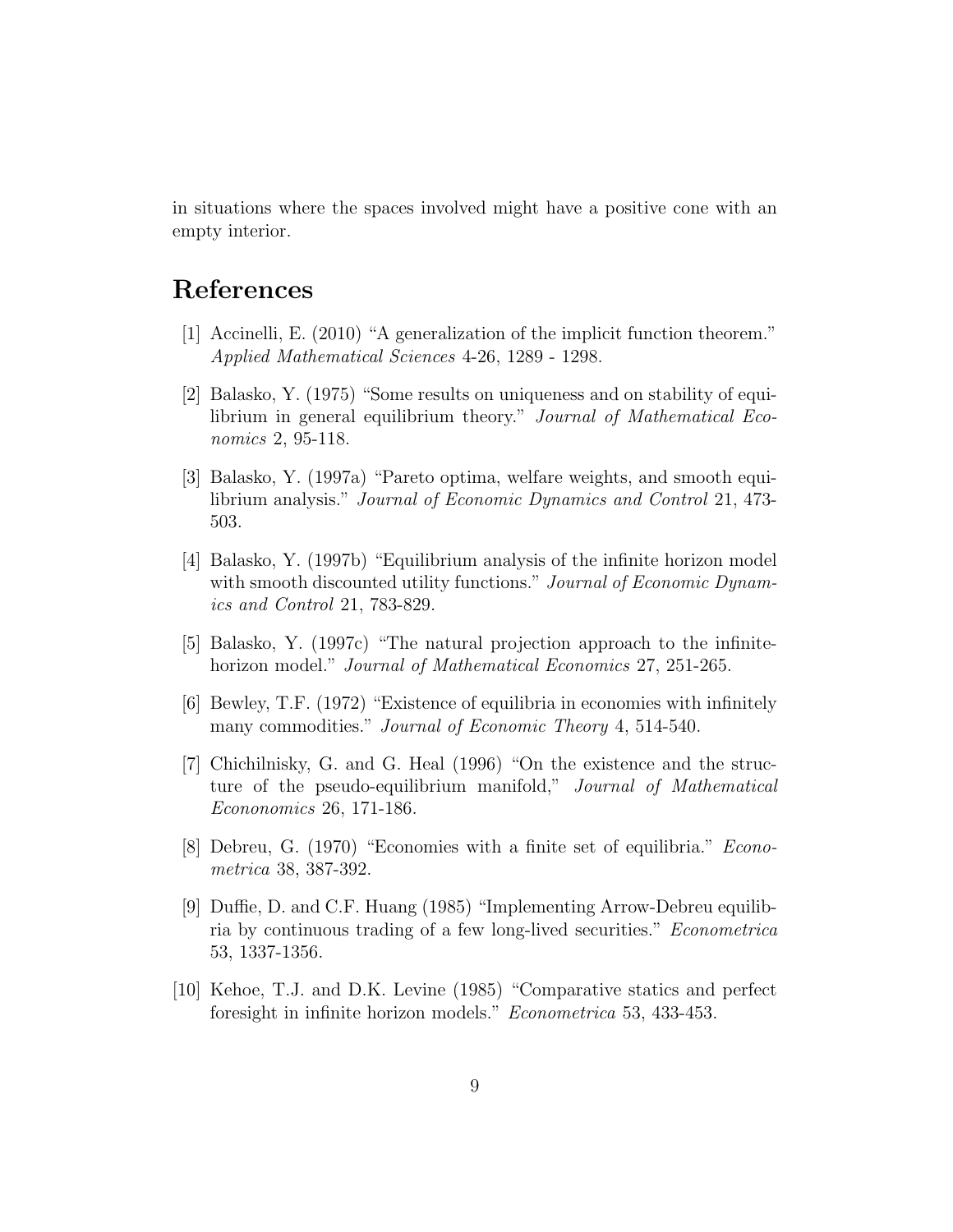in situations where the spaces involved might have a positive cone with an empty interior.

## References

[1] Accinelli, E. (2010) "A generalization of the implicit function theorem." *Applied Mathematical Sciences* 4-26, 1289 - 1298.

[2] Balasko, Y. (1975) "Some results on uniqueness and on stability of equilibrium in general equilibrium theory." *Journal of Mathematical Economics* 2, 95-118.

[3] Balasko, Y. (1997a) "Pareto optima, welfare weights, and smooth equilibrium analysis." *Journal of Economic Dynamics and Control* 21, 473-503.

[4] Balasko, Y. (1997b) "Equilibrium analysis of the infinite horizon model with smooth discounted utility functions." *Journal of Economic Dynamics and Control* 21, 783-829.

[5] Balasko, Y. (1997c) "The natural projection approach to the infinite-horizon model." *Journal of Mathematical Economics* 27, 251-265.

[6] Bewley, T.F. (1972) "Existence of equilibria in economies with infinitely many commodities." *Journal of Economic Theory* 4, 514-540.

[7] Chichilnisky, G. and G. Heal (1996) "On the existence and the structure of the pseudo-equilibrium manifold," *Journal of Mathematical Econonomics* 26, 171-186.

[8] Debreu, G. (1970) "Economies with a finite set of equilibria." *Econometrica* 38, 387-392.

[9] Duffie, D. and C.F. Huang (1985) "Implementing Arrow-Debreu equilibria by continuous trading of a few long-lived securities." *Econometrica* 53, 1337-1356.

[10] Kehoe, T.J. and D.K. Levine (1985) "Comparative statics and perfect foresight in infinite horizon models." *Econometrica* 53, 433-453.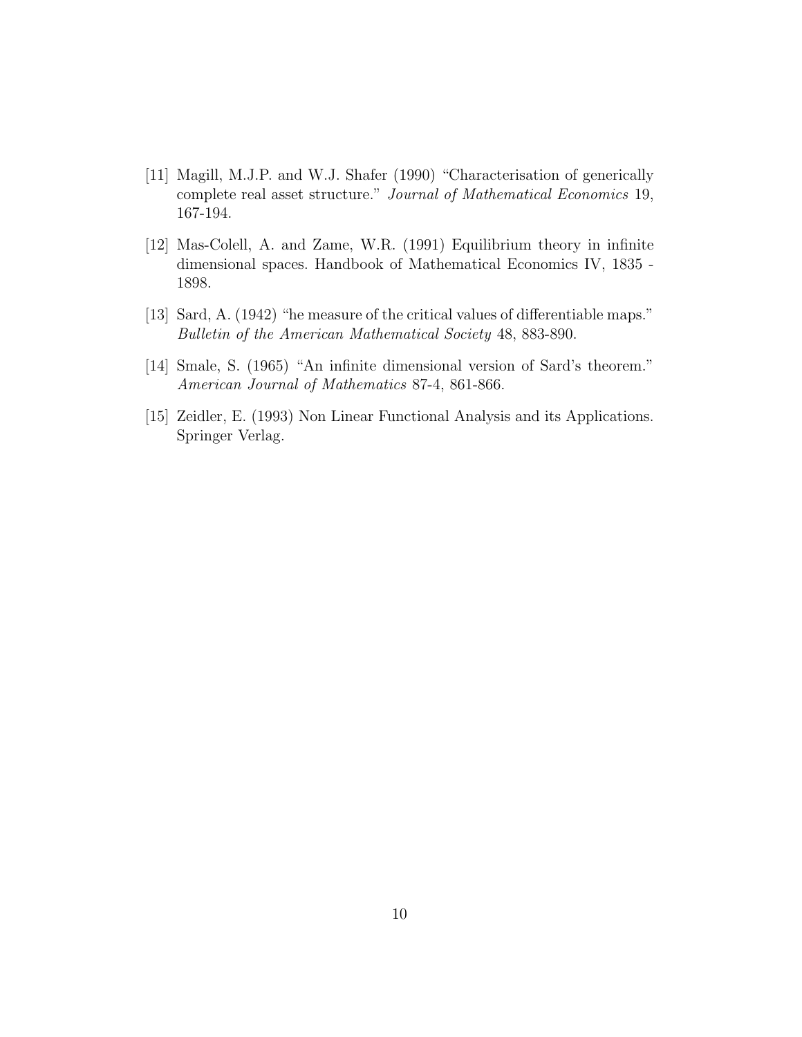[11] Magill, M.J.P. and W.J. Shafer (1990) "Characterisation of generically complete real asset structure." *Journal of Mathematical Economics* 19, 167-194.

[12] Mas-Colell, A. and Zame, W.R. (1991) Equilibrium theory in infinite dimensional spaces. Handbook of Mathematical Economics IV, 1835 - 1898.

[13] Sard, A. (1942) "he measure of the critical values of differentiable maps." *Bulletin of the American Mathematical Society* 48, 883-890.

[14] Smale, S. (1965) "An infinite dimensional version of Sard's theorem." *American Journal of Mathematics* 87-4, 861-866.

[15] Zeidler, E. (1993) Non Linear Functional Analysis and its Applications. Springer Verlag.